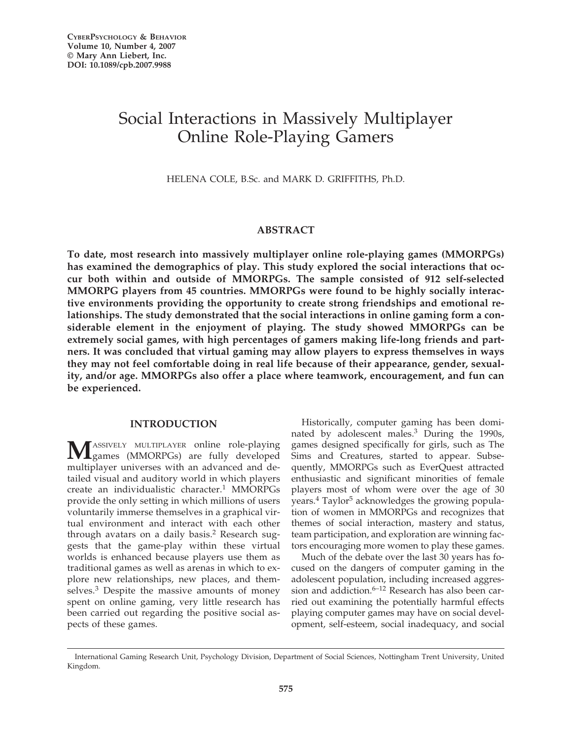# Social Interactions in Massively Multiplayer Online Role-Playing Gamers

HELENA COLE, B.Sc. and MARK D. GRIFFITHS, Ph.D.

## ABSTRACT

**To date, most research into massively multiplayer online role-playing games (MMORPGs) has examined the demographics of play. This study explored the social interactions that occur both within and outside of MMORPGs. The sample consisted of 912 self-selected MMORPG players from 45 countries. MMORPGs were found to be highly socially interactive environments providing the opportunity to create strong friendships and emotional relationships. The study demonstrated that the social interactions in online gaming form a considerable element in the enjoyment of playing. The study showed MMORPGs can be extremely social games, with high percentages of gamers making life-long friends and partners. It was concluded that virtual gaming may allow players to express themselves in ways they may not feel comfortable doing in real life because of their appearance, gender, sexuality, and/or age. MMORPGs also offer a place where teamwork, encouragement, and fun can be experienced.**

## INTRODUCTION

Massively multiplayer online role-playing games (MMORPGs) are fully developed multiplayer universes with an advanced and detailed visual and auditory world in which players create an individualistic character.[1] MMORPGs provide the only setting in which millions of users voluntarily immerse themselves in a graphical virtual environment and interact with each other through avatars on a daily basis.[2] Research suggests that the game-play within these virtual worlds is enhanced because players use them as traditional games as well as arenas in which to explore new relationships, new places, and themselves.[3] Despite the massive amounts of money spent on online gaming, very little research has been carried out regarding the positive social aspects of these games.

Historically, computer gaming has been dominated by adolescent males.[3] During the 1990s, games designed specifically for girls, such as The Sims and Creatures, started to appear. Subsequently, MMORPGs such as EverQuest attracted enthusiastic and significant minorities of female players most of whom were over the age of 30 years.[4] Taylor[5] acknowledges the growing population of women in MMORPGs and recognizes that themes of social interaction, mastery and status, team participation, and exploration are winning factors encouraging more women to play these games.

Much of the debate over the last 30 years has focused on the dangers of computer gaming in the adolescent population, including increased aggression and addiction.[6–12] Research has also been carried out examining the potentially harmful effects playing computer games may have on social development, self-esteem, social inadequacy, and social

International Gaming Research Unit, Psychology Division, Department of Social Sciences, Nottingham Trent University, United Kingdom.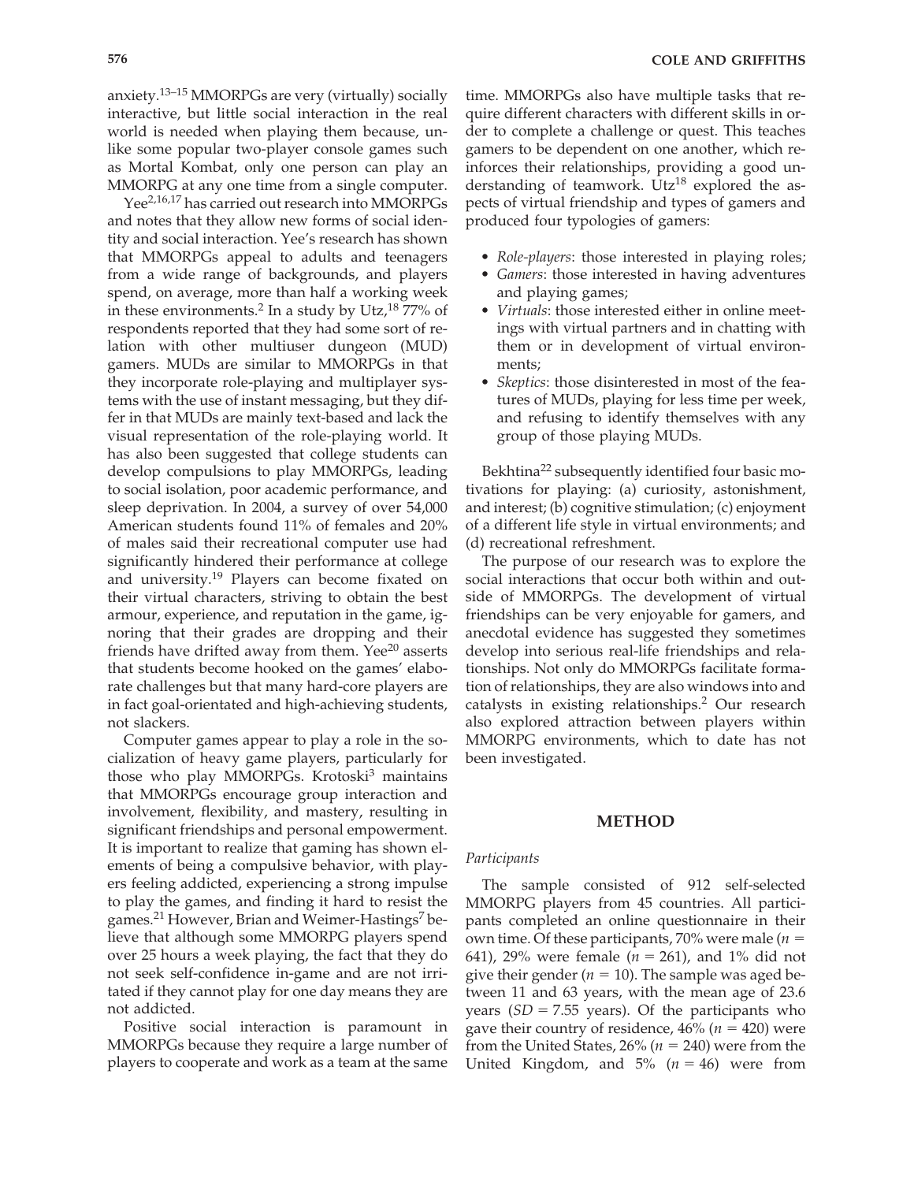anxiety.[13–15] MMORPGs are very (virtually) socially interactive, but little social interaction in the real world is needed when playing them because, unlike some popular two-player console games such as Mortal Kombat, only one person can play an MMORPG at any one time from a single computer.

Yee[2,16,17] has carried out research into MMORPGs and notes that they allow new forms of social identity and social interaction. Yee's research has shown that MMORPGs appeal to adults and teenagers from a wide range of backgrounds, and players spend, on average, more than half a working week in these environments.[2] In a study by Utz,[18] 77% of respondents reported that they had some sort of relation with other multiuser dungeon (MUD) gamers. MUDs are similar to MMORPGs in that they incorporate role-playing and multiplayer systems with the use of instant messaging, but they differ in that MUDs are mainly text-based and lack the visual representation of the role-playing world. It has also been suggested that college students can develop compulsions to play MMORPGs, leading to social isolation, poor academic performance, and sleep deprivation. In 2004, a survey of over 54,000 American students found 11% of females and 20% of males said their recreational computer use had significantly hindered their performance at college and university.[19] Players can become fixated on their virtual characters, striving to obtain the best armour, experience, and reputation in the game, ignoring that their grades are dropping and their friends have drifted away from them. Yee[20] asserts that students become hooked on the games' elaborate challenges but that many hard-core players are in fact goal-orientated and high-achieving students, not slackers.

Computer games appear to play a role in the socialization of heavy game players, particularly for those who play MMORPGs. Krotoski[3] maintains that MMORPGs encourage group interaction and involvement, flexibility, and mastery, resulting in significant friendships and personal empowerment. It is important to realize that gaming has shown elements of being a compulsive behavior, with players feeling addicted, experiencing a strong impulse to play the games, and finding it hard to resist the games.[21] However, Brian and Weimer-Hastings[7] believe that although some MMORPG players spend over 25 hours a week playing, the fact that they do not seek self-confidence in-game and are not irritated if they cannot play for one day means they are not addicted.

Positive social interaction is paramount in MMORPGs because they require a large number of players to cooperate and work as a team at the same time. MMORPGs also have multiple tasks that require different characters with different skills in order to complete a challenge or quest. This teaches gamers to be dependent on one another, which reinforces their relationships, providing a good understanding of teamwork. Utz[18] explored the aspects of virtual friendship and types of gamers and produced four typologies of gamers:

- *Role-players*: those interested in playing roles;
- *Gamers*: those interested in having adventures and playing games;
- *Virtuals*: those interested either in online meetings with virtual partners and in chatting with them or in development of virtual environments;
- *Skeptics*: those disinterested in most of the features of MUDs, playing for less time per week, and refusing to identify themselves with any group of those playing MUDs.

Bekhtina[22] subsequently identified four basic motivations for playing: (a) curiosity, astonishment, and interest; (b) cognitive stimulation; (c) enjoyment of a different life style in virtual environments; and (d) recreational refreshment.

The purpose of our research was to explore the social interactions that occur both within and outside of MMORPGs. The development of virtual friendships can be very enjoyable for gamers, and anecdotal evidence has suggested they sometimes develop into serious real-life friendships and relationships. Not only do MMORPGs facilitate formation of relationships, they are also windows into and catalysts in existing relationships.[2] Our research also explored attraction between players within MMORPG environments, which to date has not been investigated.

## METHOD

### *Participants*

The sample consisted of 912 self-selected MMORPG players from 45 countries. All participants completed an online questionnaire in their own time. Of these participants, 70% were male ($n = 641$), 29% were female ($n = 261$), and 1% did not give their gender ($n = 10$). The sample was aged between 11 and 63 years, with the mean age of 23.6 years ($SD = 7.55$ years). Of the participants who gave their country of residence, 46% ($n = 420$) were from the United States, 26% ($n = 240$) were from the United Kingdom, and 5% ($n = 46$) were from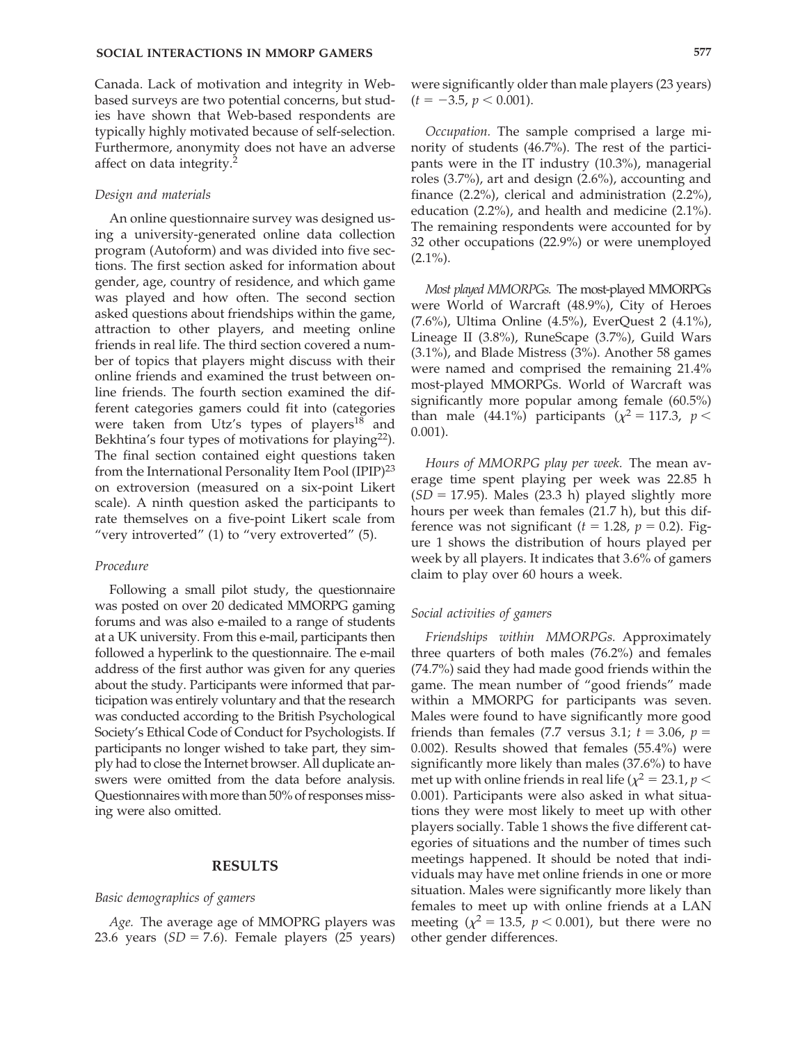Canada. Lack of motivation and integrity in Web-based surveys are two potential concerns, but studies have shown that Web-based respondents are typically highly motivated because of self-selection. Furthermore, anonymity does not have an adverse affect on data integrity.[2]

### *Design and materials*

An online questionnaire survey was designed using a university-generated online data collection program (Autoform) and was divided into five sections. The first section asked for information about gender, age, country of residence, and which game was played and how often. The second section asked questions about friendships within the game, attraction to other players, and meeting online friends in real life. The third section covered a number of topics that players might discuss with their online friends and examined the trust between online friends. The fourth section examined the different categories gamers could fit into (categories were taken from Utz's types of players[18] and Bekhtina's four types of motivations for playing[22]). The final section contained eight questions taken from the International Personality Item Pool (IPIP)[23] on extroversion (measured on a six-point Likert scale). A ninth question asked the participants to rate themselves on a five-point Likert scale from "very introverted" (1) to "very extroverted" (5).

### *Procedure*

Following a small pilot study, the questionnaire was posted on over 20 dedicated MMORPG gaming forums and was also e-mailed to a range of students at a UK university. From this e-mail, participants then followed a hyperlink to the questionnaire. The e-mail address of the first author was given for any queries about the study. Participants were informed that participation was entirely voluntary and that the research was conducted according to the British Psychological Society's Ethical Code of Conduct for Psychologists. If participants no longer wished to take part, they simply had to close the Internet browser. All duplicate answers were omitted from the data before analysis. Questionnaires with more than 50% of responses missing were also omitted.

## RESULTS

### *Basic demographics of gamers*

*Age.* The average age of MMOPRG players was 23.6 years ($SD = 7.6$). Female players (25 years) were significantly older than male players (23 years) ($t = -3.5$, $p < 0.001$).

*Occupation.* The sample comprised a large minority of students (46.7%). The rest of the participants were in the IT industry (10.3%), managerial roles (3.7%), art and design (2.6%), accounting and finance (2.2%), clerical and administration (2.2%), education (2.2%), and health and medicine (2.1%). The remaining respondents were accounted for by 32 other occupations (22.9%) or were unemployed (2.1%).

*Most played MMORPGs.* The most-played MMORPGs were World of Warcraft (48.9%), City of Heroes (7.6%), Ultima Online (4.5%), EverQuest 2 (4.1%), Lineage II (3.8%), RuneScape (3.7%), Guild Wars (3.1%), and Blade Mistress (3%). Another 58 games were named and comprised the remaining 21.4% most-played MMORPGs. World of Warcraft was significantly more popular among female (60.5%) than male (44.1%) participants ($\chi^2 = 117.3$, $p < 0.001$).

*Hours of MMORPG play per week.* The mean average time spent playing per week was 22.85 h ($SD = 17.95$). Males (23.3 h) played slightly more hours per week than females (21.7 h), but this difference was not significant ($t = 1.28$, $p = 0.2$). Figure 1 shows the distribution of hours played per week by all players. It indicates that 3.6% of gamers claim to play over 60 hours a week.

### *Social activities of gamers*

*Friendships within MMORPGs.* Approximately three quarters of both males (76.2%) and females (74.7%) said they had made good friends within the game. The mean number of "good friends" made within a MMORPG for participants was seven. Males were found to have significantly more good friends than females (7.7 versus 3.1; $t = 3.06$, $p = 0.002$). Results showed that females (55.4%) were significantly more likely than males (37.6%) to have met up with online friends in real life ($\chi^2 = 23.1$, $p < 0.001$). Participants were also asked in what situations they were most likely to meet up with other players socially. Table 1 shows the five different categories of situations and the number of times such meetings happened. It should be noted that individuals may have met online friends in one or more situation. Males were significantly more likely than females to meet up with online friends at a LAN meeting ($\chi^2 = 13.5$, $p < 0.001$), but there were no other gender differences.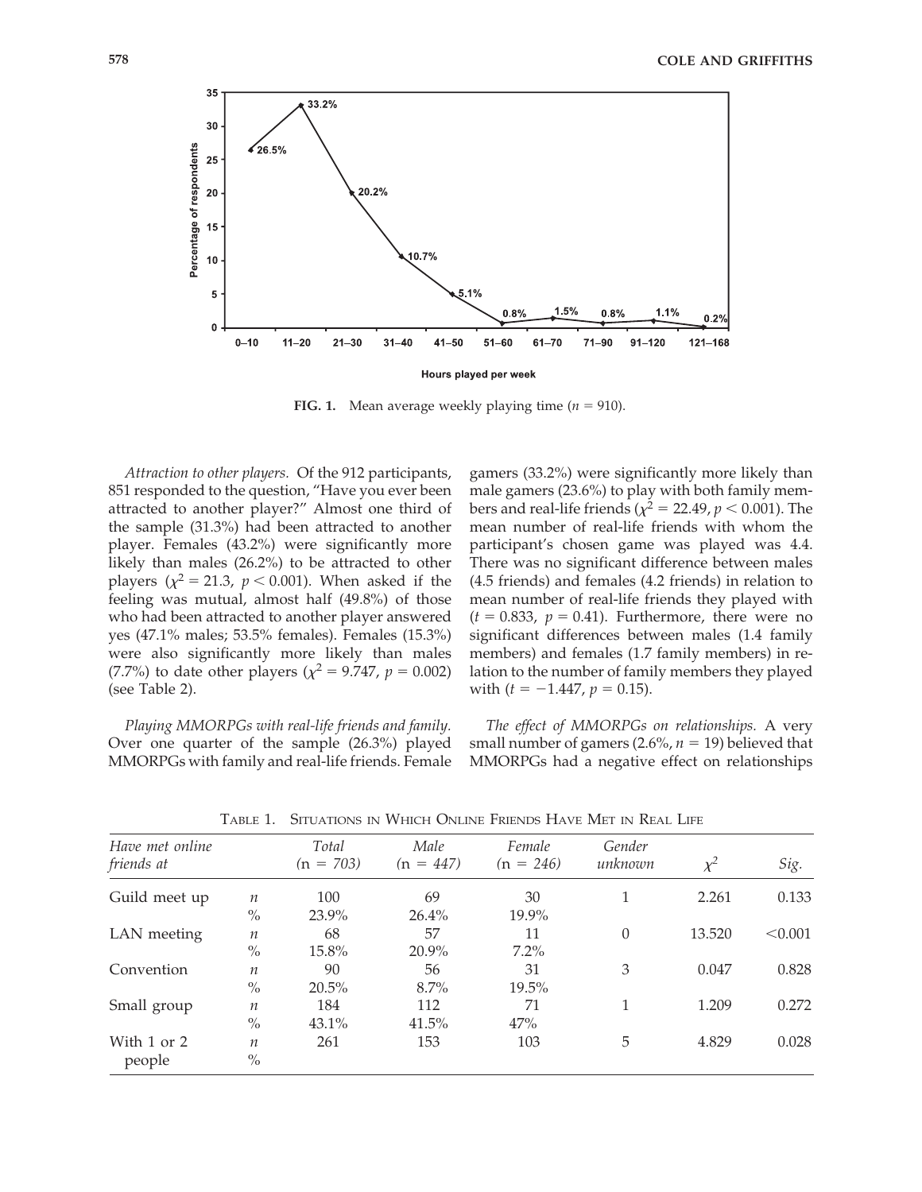FIG. 1. Mean average weekly playing time ($n$ = 910).

*Attraction to other players.* Of the 912 participants, 851 responded to the question, "Have you ever been attracted to another player?" Almost one third of the sample (31.3%) had been attracted to another player. Females (43.2%) were significantly more likely than males (26.2%) to be attracted to other players ($\chi^2 = 21.3$, $p < 0.001$). When asked if the feeling was mutual, almost half (49.8%) of those who had been attracted to another player answered yes (47.1% males; 53.5% females). Females (15.3%) were also significantly more likely than males (7.7%) to date other players ($\chi^2 = 9.747$, $p = 0.002$) (see Table 2).

*Playing MMORPGs with real-life friends and family.* Over one quarter of the sample (26.3%) played MMORPGs with family and real-life friends. Female gamers (33.2%) were significantly more likely than male gamers (23.6%) to play with both family members and real-life friends ($\chi^2 = 22.49$, $p < 0.001$). The mean number of real-life friends with whom the participant's chosen game was played was 4.4. There was no significant difference between males (4.5 friends) and females (4.2 friends) in relation to mean number of real-life friends they played with ($t = 0.833$, $p = 0.41$). Furthermore, there were no significant differences between males (1.4 family members) and females (1.7 family members) in relation to the number of family members they played with ($t = -1.447$, $p = 0.15$).

*The effect of MMORPGs on relationships.* A very small number of gamers (2.6%, $n$ = 19) believed that MMORPGs had a negative effect on relationships

TABLE 1. SITUATIONS IN WHICH ONLINE FRIENDS HAVE MET IN REAL LIFE

| *Have met online friends at* | | *Total (n = 703)* | *Male (n = 447)* | *Female (n = 246)* | *Gender unknown* | $\chi^2$ | *Sig.* |
|---|---|---|---|---|---|---|---|
| Guild meet up | $n$ | 100 | 69 | 30 | 1 | 2.261 | 0.133 |
| | % | 23.9% | 26.4% | 19.9% | | | |
| LAN meeting | $n$ | 68 | 57 | 11 | 0 | 13.520 | <0.001 |
| | % | 15.8% | 20.9% | 7.2% | | | |
| Convention | $n$ | 90 | 56 | 31 | 3 | 0.047 | 0.828 |
| | % | 20.5% | 8.7% | 19.5% | | | |
| Small group | $n$ | 184 | 112 | 71 | 1 | 1.209 | 0.272 |
| | % | 43.1% | 41.5% | 47% | | | |
| With 1 or 2 people | $n$ | 261 | 153 | 103 | 5 | 4.829 | 0.028 |
| | % | | | | | | |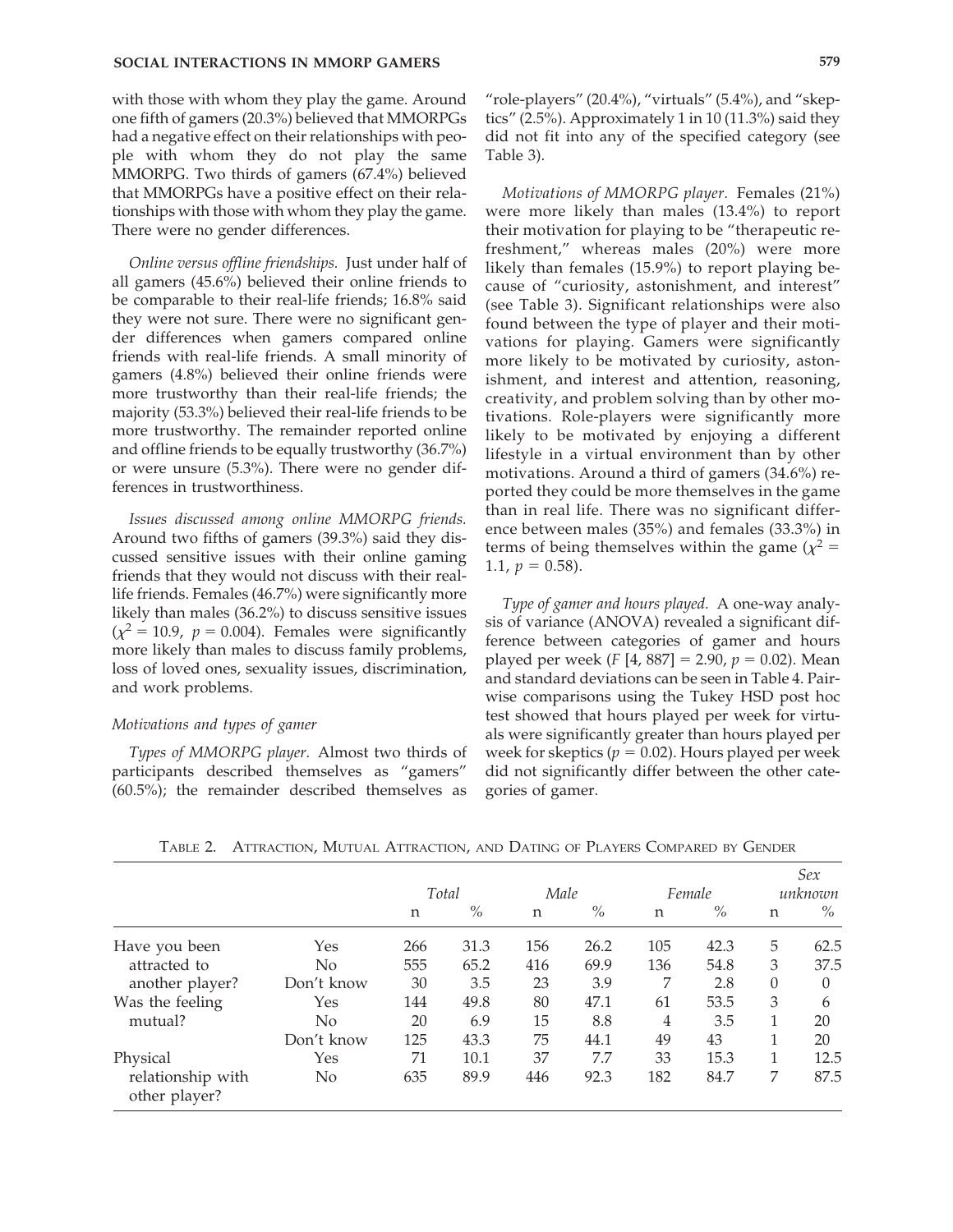with those with whom they play the game. Around one fifth of gamers (20.3%) believed that MMORPGs had a negative effect on their relationships with people with whom they do not play the same MMORPG. Two thirds of gamers (67.4%) believed that MMORPGs have a positive effect on their relationships with those with whom they play the game. There were no gender differences.

*Online versus offline friendships.* Just under half of all gamers (45.6%) believed their online friends to be comparable to their real-life friends; 16.8% said they were not sure. There were no significant gender differences when gamers compared online friends with real-life friends. A small minority of gamers (4.8%) believed their online friends were more trustworthy than their real-life friends; the majority (53.3%) believed their real-life friends to be more trustworthy. The remainder reported online and offline friends to be equally trustworthy (36.7%) or were unsure (5.3%). There were no gender differences in trustworthiness.

*Issues discussed among online MMORPG friends.* Around two fifths of gamers (39.3%) said they discussed sensitive issues with their online gaming friends that they would not discuss with their real-life friends. Females (46.7%) were significantly more likely than males (36.2%) to discuss sensitive issues ($\chi^2 = 10.9$, $p = 0.004$). Females were significantly more likely than males to discuss family problems, loss of loved ones, sexuality issues, discrimination, and work problems.

### *Motivations and types of gamer*

*Types of MMORPG player.* Almost two thirds of participants described themselves as "gamers" (60.5%); the remainder described themselves as "role-players" (20.4%), "virtuals" (5.4%), and "skeptics" (2.5%). Approximately 1 in 10 (11.3%) said they did not fit into any of the specified category (see Table 3).

*Motivations of MMORPG player.* Females (21%) were more likely than males (13.4%) to report their motivation for playing to be "therapeutic refreshment," whereas males (20%) were more likely than females (15.9%) to report playing because of "curiosity, astonishment, and interest" (see Table 3). Significant relationships were also found between the type of player and their motivations for playing. Gamers were significantly more likely to be motivated by curiosity, astonishment, and interest and attention, reasoning, creativity, and problem solving than by other motivations. Role-players were significantly more likely to be motivated by enjoying a different lifestyle in a virtual environment than by other motivations. Around a third of gamers (34.6%) reported they could be more themselves in the game than in real life. There was no significant difference between males (35%) and females (33.3%) in terms of being themselves within the game ($\chi^2 = 1.1$, $p = 0.58$).

*Type of gamer and hours played.* A one-way analysis of variance (ANOVA) revealed a significant difference between categories of gamer and hours played per week ($F$ [4, 887] = 2.90, $p = 0.02$). Mean and standard deviations can be seen in Table 4. Pairwise comparisons using the Tukey HSD post hoc test showed that hours played per week for virtuals were significantly greater than hours played per week for skeptics ($p = 0.02$). Hours played per week did not significantly differ between the other categories of gamer.

Table 2. Attraction, Mutual Attraction, and Dating of Players Compared by Gender

| | | *Total* | | *Male* | | *Female* | | *Sex unknown* | |
|---|---|---|---|---|---|---|---|---|---|
| | | n | % | n | % | n | % | n | % |
| Have you been attracted to another player? | Yes | 266 | 31.3 | 156 | 26.2 | 105 | 42.3 | 5 | 62.5 |
| | No | 555 | 65.2 | 416 | 69.9 | 136 | 54.8 | 3 | 37.5 |
| | Don't know | 30 | 3.5 | 23 | 3.9 | 7 | 2.8 | 0 | 0 |
| Was the feeling mutual? | Yes | 144 | 49.8 | 80 | 47.1 | 61 | 53.5 | 3 | 6 |
| | No | 20 | 6.9 | 15 | 8.8 | 4 | 3.5 | 1 | 20 |
| | Don't know | 125 | 43.3 | 75 | 44.1 | 49 | 43 | 1 | 20 |
| Physical relationship with other player? | Yes | 71 | 10.1 | 37 | 7.7 | 33 | 15.3 | 1 | 12.5 |
| | No | 635 | 89.9 | 446 | 92.3 | 182 | 84.7 | 7 | 87.5 |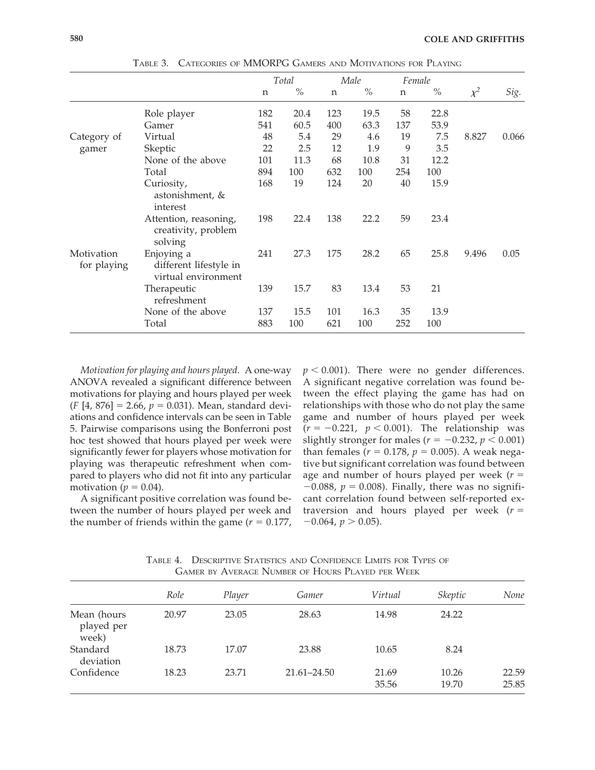Table 3. Categories of MMORPG Gamers and Motivations for Playing

| | | Total | | Male | | Female | | | |
|---|---|---|---|---|---|---|---|---|---|
| | | n | % | n | % | n | % | $\chi^2$ | *Sig.* |
| Category of gamer | Role player | 182 | 20.4 | 123 | 19.5 | 58 | 22.8 | 8.827 | 0.066 |
| | Gamer | 541 | 60.5 | 400 | 63.3 | 137 | 53.9 | | |
| | Virtual | 48 | 5.4 | 29 | 4.6 | 19 | 7.5 | | |
| | Skeptic | 22 | 2.5 | 12 | 1.9 | 9 | 3.5 | | |
| | None of the above | 101 | 11.3 | 68 | 10.8 | 31 | 12.2 | | |
| | Total | 894 | 100 | 632 | 100 | 254 | 100 | | |
| Motivation for playing | Curiosity, astonishment, & interest | 168 | 19 | 124 | 20 | 40 | 15.9 | 9.496 | 0.05 |
| | Attention, reasoning, creativity, problem solving | 198 | 22.4 | 138 | 22.2 | 59 | 23.4 | | |
| | Enjoying a different lifestyle in virtual environment | 241 | 27.3 | 175 | 28.2 | 65 | 25.8 | | |
| | Therapeutic refreshment | 139 | 15.7 | 83 | 13.4 | 53 | 21 | | |
| | None of the above | 137 | 15.5 | 101 | 16.3 | 35 | 13.9 | | |
| | Total | 883 | 100 | 621 | 100 | 252 | 100 | | |

*Motivation for playing and hours played.* A one-way ANOVA revealed a significant difference between motivations for playing and hours played per week ($F$ [4, 876] = 2.66, $p$ = 0.031). Mean, standard deviations and confidence intervals can be seen in Table 5. Pairwise comparisons using the Bonferroni post hoc test showed that hours played per week were significantly fewer for players whose motivation for playing was therapeutic refreshment when compared to players who did not fit into any particular motivation ($p$ = 0.04).

A significant positive correlation was found between the number of hours played per week and the number of friends within the game ($r$ = 0.177, $p < 0.001$). There were no gender differences. A significant negative correlation was found between the effect playing the game has had on relationships with those who do not play the same game and number of hours played per week ($r = -0.221$, $p < 0.001$). The relationship was slightly stronger for males ($r = -0.232$, $p < 0.001$) than females ($r$ = 0.178, $p$ = 0.005). A weak negative but significant correlation was found between age and number of hours played per week ($r = -0.088$, $p$ = 0.008). Finally, there was no significant correlation found between self-reported extraversion and hours played per week ($r = -0.064$, $p > 0.05$).

Table 4. Descriptive Statistics and Confidence Limits for Types of Gamer by Average Number of Hours Played per Week

| | *Role* | *Player* | *Gamer* | *Virtual* | *Skeptic* | *None* |
|---|---|---|---|---|---|---|
| Mean (hours played per week) | 20.97 | 23.05 | 28.63 | 14.98 | 24.22 | |
| Standard deviation | 18.73 | 17.07 | 23.88 | 10.65 | 8.24 | |
| Confidence | 18.23 | 23.71 | 21.61–24.50 | 21.69<br>35.56 | 10.26<br>19.70 | 22.59<br>25.85 |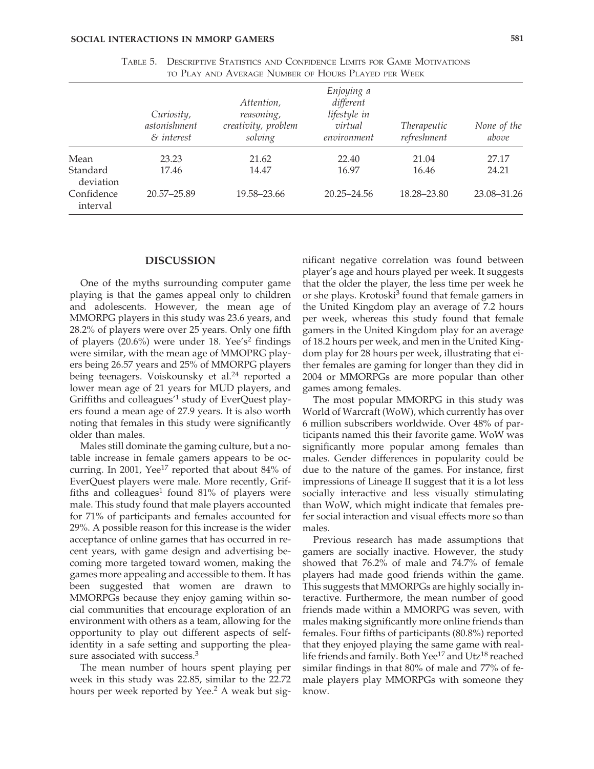TABLE 5. DESCRIPTIVE STATISTICS AND CONFIDENCE LIMITS FOR GAME MOTIVATIONS TO PLAY AND AVERAGE NUMBER OF HOURS PLAYED PER WEEK

| | *Curiosity, astonishment & interest* | *Attention, reasoning, creativity, problem solving* | *Enjoying a different lifestyle in virtual environment* | *Therapeutic refreshment* | *None of the above* |
|---|---|---|---|---|---|
| Mean | 23.23 | 21.62 | 22.40 | 21.04 | 27.17 |
| Standard deviation | 17.46 | 14.47 | 16.97 | 16.46 | 24.21 |
| Confidence interval | 20.57–25.89 | 19.58–23.66 | 20.25–24.56 | 18.28–23.80 | 23.08–31.26 |

## DISCUSSION

One of the myths surrounding computer game playing is that the games appeal only to children and adolescents. However, the mean age of MMORPG players in this study was 23.6 years, and 28.2% of players were over 25 years. Only one fifth of players (20.6%) were under 18. Yee's[2] findings were similar, with the mean age of MMOPRG players being 26.57 years and 25% of MMORPG players being teenagers. Voiskounsky et al.[24] reported a lower mean age of 21 years for MUD players, and Griffiths and colleagues'[1] study of EverQuest players found a mean age of 27.9 years. It is also worth noting that females in this study were significantly older than males.

Males still dominate the gaming culture, but a notable increase in female gamers appears to be occurring. In 2001, Yee[17] reported that about 84% of EverQuest players were male. More recently, Griffiths and colleagues[1] found 81% of players were male. This study found that male players accounted for 71% of participants and females accounted for 29%. A possible reason for this increase is the wider acceptance of online games that has occurred in recent years, with game design and advertising becoming more targeted toward women, making the games more appealing and accessible to them. It has been suggested that women are drawn to MMORPGs because they enjoy gaming within social communities that encourage exploration of an environment with others as a team, allowing for the opportunity to play out different aspects of self-identity in a safe setting and supporting the pleasure associated with success.[3]

The mean number of hours spent playing per week in this study was 22.85, similar to the 22.72 hours per week reported by Yee.[2] A weak but significant negative correlation was found between player's age and hours played per week. It suggests that the older the player, the less time per week he or she plays. Krotoski[3] found that female gamers in the United Kingdom play an average of 7.2 hours per week, whereas this study found that female gamers in the United Kingdom play for an average of 18.2 hours per week, and men in the United Kingdom play for 28 hours per week, illustrating that either females are gaming for longer than they did in 2004 or MMORPGs are more popular than other games among females.

The most popular MMORPG in this study was World of Warcraft (WoW), which currently has over 6 million subscribers worldwide. Over 48% of participants named this their favorite game. WoW was significantly more popular among females than males. Gender differences in popularity could be due to the nature of the games. For instance, first impressions of Lineage II suggest that it is a lot less socially interactive and less visually stimulating than WoW, which might indicate that females prefer social interaction and visual effects more so than males.

Previous research has made assumptions that gamers are socially inactive. However, the study showed that 76.2% of male and 74.7% of female players had made good friends within the game. This suggests that MMORPGs are highly socially interactive. Furthermore, the mean number of good friends made within a MMORPG was seven, with males making significantly more online friends than females. Four fifths of participants (80.8%) reported that they enjoyed playing the same game with real-life friends and family. Both Yee[17] and Utz[18] reached similar findings in that 80% of male and 77% of female players play MMORPGs with someone they know.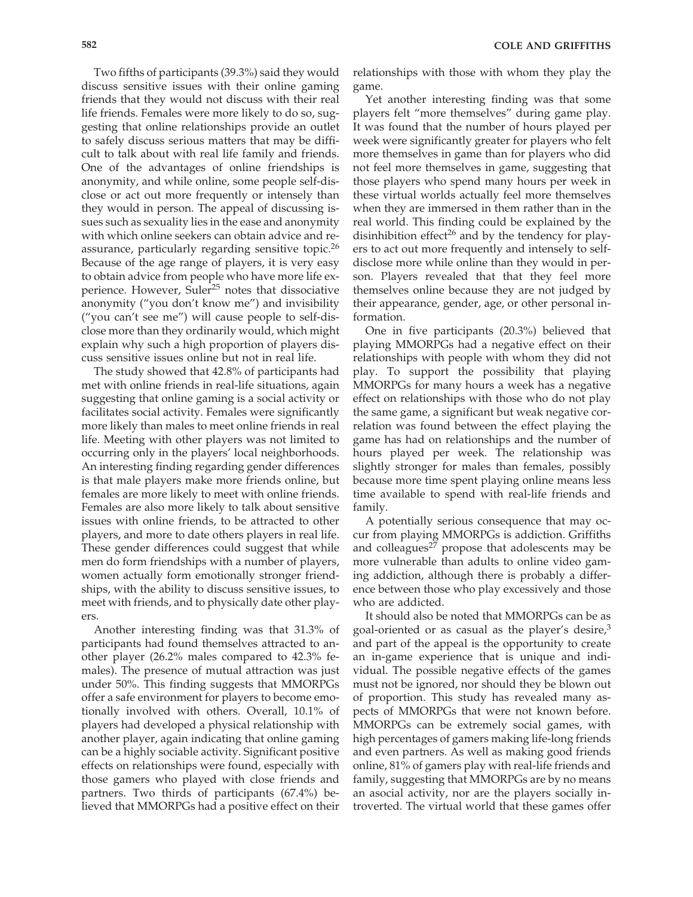Two fifths of participants (39.3%) said they would discuss sensitive issues with their online gaming friends that they would not discuss with their real life friends. Females were more likely to do so, suggesting that online relationships provide an outlet to safely discuss serious matters that may be difficult to talk about with real life family and friends. One of the advantages of online friendships is anonymity, and while online, some people self-disclose or act out more frequently or intensely than they would in person. The appeal of discussing issues such as sexuality lies in the ease and anonymity with which online seekers can obtain advice and reassurance, particularly regarding sensitive topic.[26] Because of the age range of players, it is very easy to obtain advice from people who have more life experience. However, Suler[25] notes that dissociative anonymity ("you don't know me") and invisibility ("you can't see me") will cause people to self-disclose more than they ordinarily would, which might explain why such a high proportion of players discuss sensitive issues online but not in real life.

The study showed that 42.8% of participants had met with online friends in real-life situations, again suggesting that online gaming is a social activity or facilitates social activity. Females were significantly more likely than males to meet online friends in real life. Meeting with other players was not limited to occurring only in the players' local neighborhoods. An interesting finding regarding gender differences is that male players make more friends online, but females are more likely to meet with online friends. Females are also more likely to talk about sensitive issues with online friends, to be attracted to other players, and more to date others players in real life. These gender differences could suggest that while men do form friendships with a number of players, women actually form emotionally stronger friendships, with the ability to discuss sensitive issues, to meet with friends, and to physically date other players.

Another interesting finding was that 31.3% of participants had found themselves attracted to another player (26.2% males compared to 42.3% females). The presence of mutual attraction was just under 50%. This finding suggests that MMORPGs offer a safe environment for players to become emotionally involved with others. Overall, 10.1% of players had developed a physical relationship with another player, again indicating that online gaming can be a highly sociable activity. Significant positive effects on relationships were found, especially with those gamers who played with close friends and partners. Two thirds of participants (67.4%) believed that MMORPGs had a positive effect on their relationships with those with whom they play the game.

Yet another interesting finding was that some players felt "more themselves" during game play. It was found that the number of hours played per week were significantly greater for players who felt more themselves in game than for players who did not feel more themselves in game, suggesting that those players who spend many hours per week in these virtual worlds actually feel more themselves when they are immersed in them rather than in the real world. This finding could be explained by the disinhibition effect[26] and by the tendency for players to act out more frequently and intensely to self-disclose more while online than they would in person. Players revealed that that they feel more themselves online because they are not judged by their appearance, gender, age, or other personal information.

One in five participants (20.3%) believed that playing MMORPGs had a negative effect on their relationships with people with whom they did not play. To support the possibility that playing MMORPGs for many hours a week has a negative effect on relationships with those who do not play the same game, a significant but weak negative correlation was found between the effect playing the game has had on relationships and the number of hours played per week. The relationship was slightly stronger for males than females, possibly because more time spent playing online means less time available to spend with real-life friends and family.

A potentially serious consequence that may occur from playing MMORPGs is addiction. Griffiths and colleagues[27] propose that adolescents may be more vulnerable than adults to online video gaming addiction, although there is probably a difference between those who play excessively and those who are addicted.

It should also be noted that MMORPGs can be as goal-oriented or as casual as the player's desire,[3] and part of the appeal is the opportunity to create an in-game experience that is unique and individual. The possible negative effects of the games must not be ignored, nor should they be blown out of proportion. This study has revealed many aspects of MMORPGs that were not known before. MMORPGs can be extremely social games, with high percentages of gamers making life-long friends and even partners. As well as making good friends online, 81% of gamers play with real-life friends and family, suggesting that MMORPGs are by no means an asocial activity, nor are the players socially introverted. The virtual world that these games offer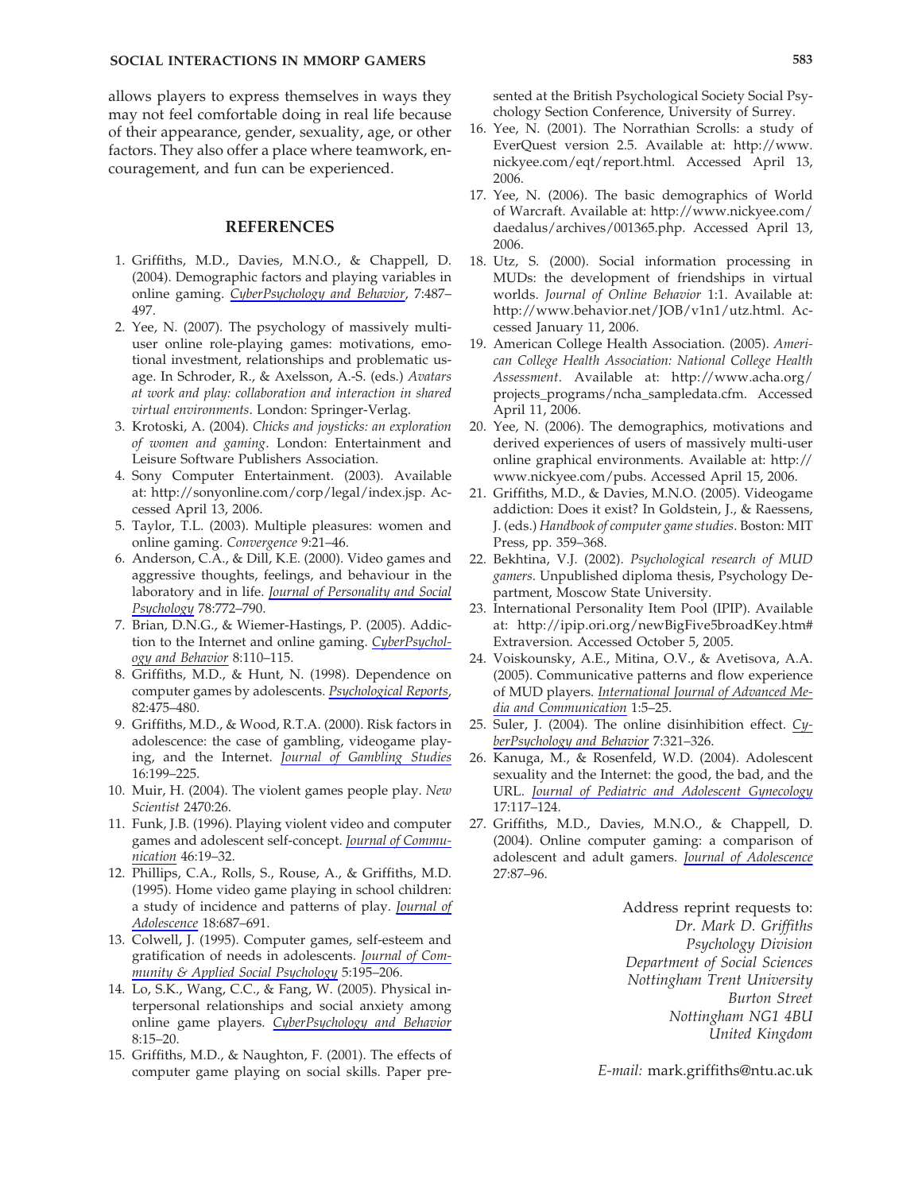allows players to express themselves in ways they may not feel comfortable doing in real life because of their appearance, gender, sexuality, age, or other factors. They also offer a place where teamwork, encouragement, and fun can be experienced.

## REFERENCES

1. Griffiths, M.D., Davies, M.N.O., & Chappell, D. (2004). Demographic factors and playing variables in online gaming. *CyberPsychology and Behavior*, 7:487–497.
2. Yee, N. (2007). The psychology of massively multi-user online role-playing games: motivations, emotional investment, relationships and problematic usage. In Schroder, R., & Axelsson, A.-S. (eds.) *Avatars at work and play: collaboration and interaction in shared virtual environments*. London: Springer-Verlag.
3. Krotoski, A. (2004). *Chicks and joysticks: an exploration of women and gaming*. London: Entertainment and Leisure Software Publishers Association.
4. Sony Computer Entertainment. (2003). Available at: http://sonyonline.com/corp/legal/index.jsp. Accessed April 13, 2006.
5. Taylor, T.L. (2003). Multiple pleasures: women and online gaming. *Convergence* 9:21–46.
6. Anderson, C.A., & Dill, K.E. (2000). Video games and aggressive thoughts, feelings, and behaviour in the laboratory and in life. *Journal of Personality and Social Psychology* 78:772–790.
7. Brian, D.N.G., & Wiemer-Hastings, P. (2005). Addiction to the Internet and online gaming. *CyberPsychology and Behavior* 8:110–115.
8. Griffiths, M.D., & Hunt, N. (1998). Dependence on computer games by adolescents. *Psychological Reports*, 82:475–480.
9. Griffiths, M.D., & Wood, R.T.A. (2000). Risk factors in adolescence: the case of gambling, videogame playing, and the Internet. *Journal of Gambling Studies* 16:199–225.
10. Muir, H. (2004). The violent games people play. *New Scientist* 2470:26.
11. Funk, J.B. (1996). Playing violent video and computer games and adolescent self-concept. *Journal of Communication* 46:19–32.
12. Phillips, C.A., Rolls, S., Rouse, A., & Griffiths, M.D. (1995). Home video game playing in school children: a study of incidence and patterns of play. *Journal of Adolescence* 18:687–691.
13. Colwell, J. (1995). Computer games, self-esteem and gratification of needs in adolescents. *Journal of Community & Applied Social Psychology* 5:195–206.
14. Lo, S.K., Wang, C.C., & Fang, W. (2005). Physical interpersonal relationships and social anxiety among online game players. *CyberPsychology and Behavior* 8:15–20.
15. Griffiths, M.D., & Naughton, F. (2001). The effects of computer game playing on social skills. Paper presented at the British Psychological Society Social Psychology Section Conference, University of Surrey.
16. Yee, N. (2001). The Norrathian Scrolls: a study of EverQuest version 2.5. Available at: http://www.nickyee.com/eqt/report.html. Accessed April 13, 2006.
17. Yee, N. (2006). The basic demographics of World of Warcraft. Available at: http://www.nickyee.com/daedalus/archives/001365.php. Accessed April 13, 2006.
18. Utz, S. (2000). Social information processing in MUDs: the development of friendships in virtual worlds. *Journal of Online Behavior* 1:1. Available at: http://www.behavior.net/JOB/v1n1/utz.html. Accessed January 11, 2006.
19. American College Health Association. (2005). *American College Health Association: National College Health Assessment*. Available at: http://www.acha.org/projects_programs/ncha_sampledata.cfm. Accessed April 11, 2006.
20. Yee, N. (2006). The demographics, motivations and derived experiences of users of massively multi-user online graphical environments. Available at: http://www.nickyee.com/pubs. Accessed April 15, 2006.
21. Griffiths, M.D., & Davies, M.N.O. (2005). Videogame addiction: Does it exist? In Goldstein, J., & Raessens, J. (eds.) *Handbook of computer game studies*. Boston: MIT Press, pp. 359–368.
22. Bekhtina, V.J. (2002). *Psychological research of MUD gamers*. Unpublished diploma thesis, Psychology Department, Moscow State University.
23. International Personality Item Pool (IPIP). Available at: http://ipip.ori.org/newBigFive5broadKey.htm#Extraversion. Accessed October 5, 2005.
24. Voiskounsky, A.E., Mitina, O.V., & Avetisova, A.A. (2005). Communicative patterns and flow experience of MUD players. *International Journal of Advanced Media and Communication* 1:5–25.
25. Suler, J. (2004). The online disinhibition effect. *CyberPsychology and Behavior* 7:321–326.
26. Kanuga, M., & Rosenfeld, W.D. (2004). Adolescent sexuality and the Internet: the good, the bad, and the URL. *Journal of Pediatric and Adolescent Gynecology* 17:117–124.
27. Griffiths, M.D., Davies, M.N.O., & Chappell, D. (2004). Online computer gaming: a comparison of adolescent and adult gamers. *Journal of Adolescence* 27:87–96.

Address reprint requests to:
*Dr. Mark D. Griffiths*
*Psychology Division*
*Department of Social Sciences*
*Nottingham Trent University*
*Burton Street*
*Nottingham NG1 4BU*
*United Kingdom*

*E-mail:* mark.griffiths@ntu.ac.uk